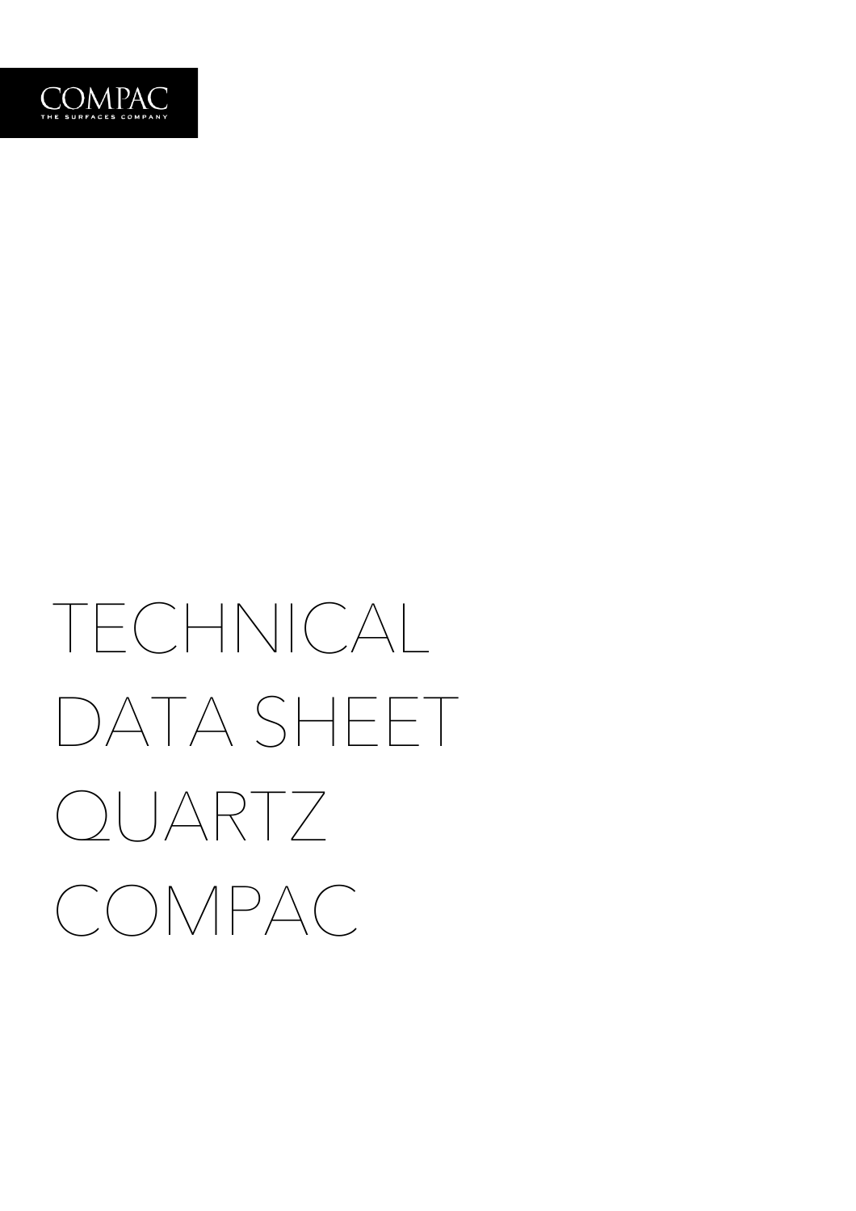COMPAC
THE SURFACES COMPANY

# TECHNICAL DATA SHEET QUARTZ COMPAC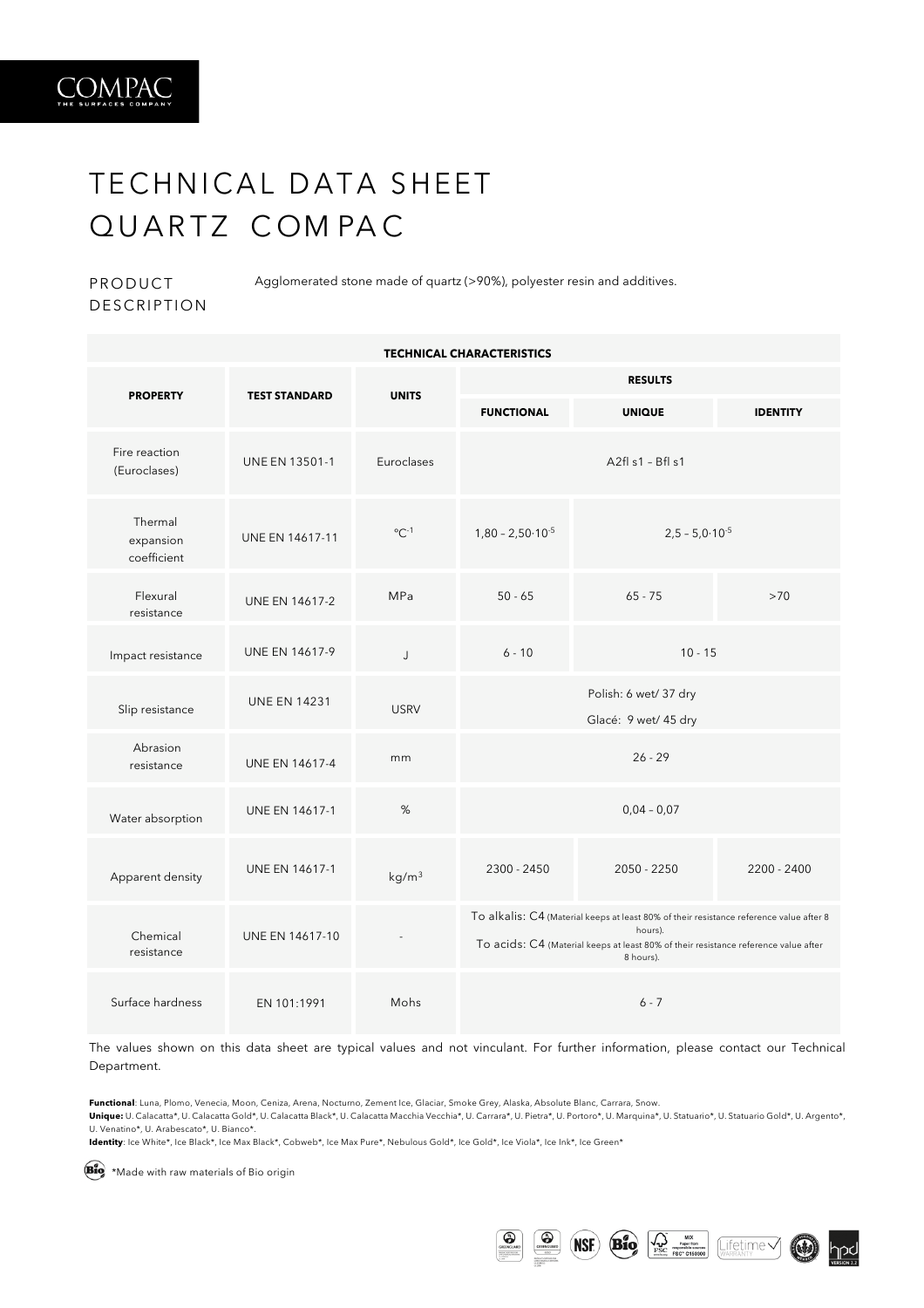# TECHNICAL DATA SHEET QUARTZ COMPAC

**PRODUCT DESCRIPTION**

Agglomerated stone made of quartz (>90%), polyester resin and additives.

| TECHNICAL CHARACTERISTICS | | | | | |
|---|---|---|---|---|---|
| **PROPERTY** | **TEST STANDARD** | **UNITS** | **RESULTS** | | |
| | | | **FUNCTIONAL** | **UNIQUE** | **IDENTITY** |
| Fire reaction (Euroclases) | UNE EN 13501-1 | Euroclases | A2fl s1 – Bfl s1 | | |
| Thermal expansion coefficient | UNE EN 14617-11 | $°C^{-1}$ | $1{,}80 – 2{,}50 \cdot 10^{-5}$ | $2{,}5 – 5{,}0 \cdot 10^{-5}$ | |
| Flexural resistance | UNE EN 14617-2 | MPa | 50 - 65 | 65 - 75 | >70 |
| Impact resistance | UNE EN 14617-9 | J | 6 - 10 | 10 - 15 | |
| Slip resistance | UNE EN 14231 | USRV | Polish: 6 wet/ 37 dry<br>Glacé: 9 wet/ 45 dry | | |
| Abrasion resistance | UNE EN 14617-4 | mm | 26 - 29 | | |
| Water absorption | UNE EN 14617-1 | % | 0,04 – 0,07 | | |
| Apparent density | UNE EN 14617-1 | $kg/m^3$ | 2300 - 2450 | 2050 - 2250 | 2200 - 2400 |
| Chemical resistance | UNE EN 14617-10 | - | To alkalis: C4 (Material keeps at least 80% of their resistance reference value after 8 hours).<br>To acids: C4 (Material keeps at least 80% of their resistance reference value after 8 hours). | | |
| Surface hardness | EN 101:1991 | Mohs | 6 - 7 | | |

The values shown on this data sheet are typical values and not vinculant. For further information, please contact our Technical Department.

**Functional**: Luna, Plomo, Venecia, Moon, Ceniza, Arena, Nocturno, Zement Ice, Glaciar, Smoke Grey, Alaska, Absolute Blanc, Carrara, Snow.
**Unique:** U. Calacatta*, U. Calacatta Gold*, U. Calacatta Black*, U. Calacatta Macchia Vecchia*, U. Carrara*, U. Pietra*, U. Portoro*, U. Marquina*, U. Statuario*, U. Statuario Gold*, U. Argento*, U. Venatino*, U. Arabescato*, U. Bianco*.
**Identity**: Ice White*, Ice Black*, Ice Max Black*, Cobweb*, Ice Max Pure*, Nebulous Gold*, Ice Gold*, Ice Viola*, Ice Ink*, Ice Green*

*Made with raw materials of Bio origin